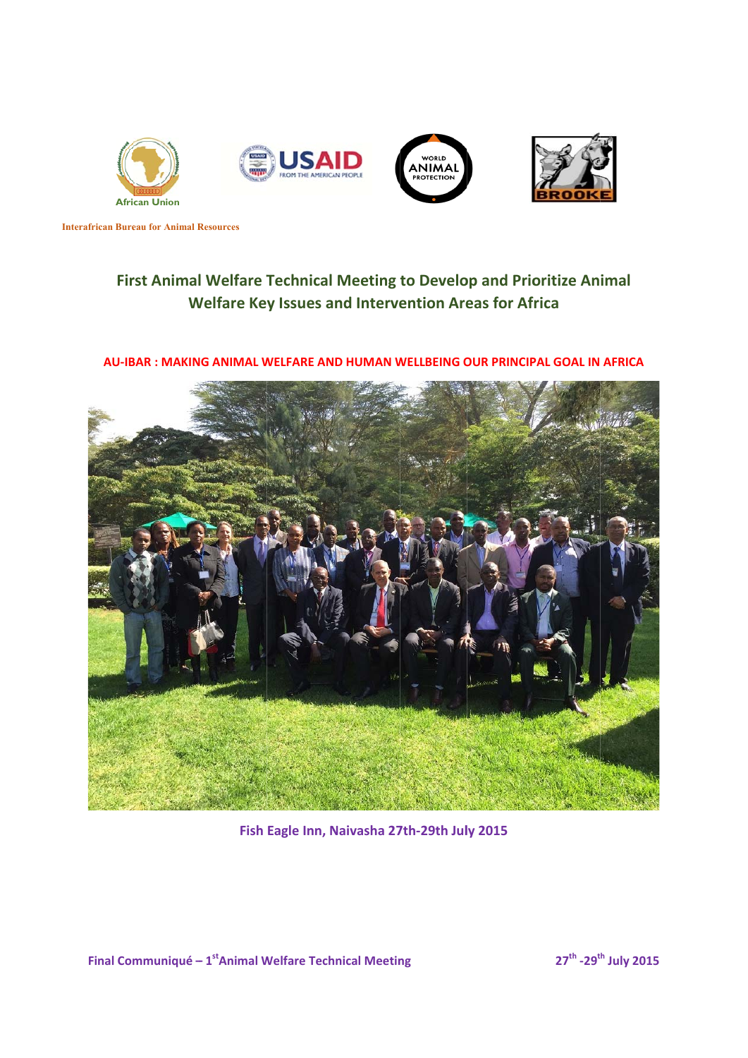Interafrican Bureau for Animal Resources

# First Animal Welfare Technical Meeting to Develop and Prioritize Animal Welfare Key Issues and Intervention Areas for Africa

**AU-IBAR : MAKING ANIMAL WELFARE AND HUMAN WELLBEING OUR PRINCIPAL GOAL IN AFRICA**

**Fish Eagle Inn, Naivasha 27th-29th July 2015**

**Final Communiqué – 1st Animal Welfare Technical Meeting** **27th -29th July 2015**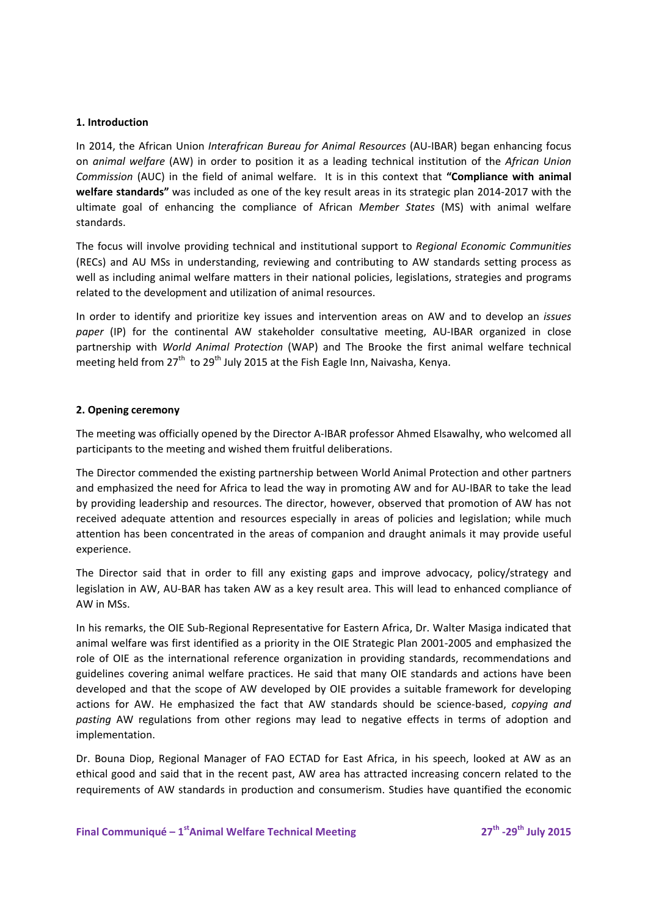### 1. Introduction

In 2014, the African Union *Interafrican Bureau for Animal Resources* (AU-IBAR) began enhancing focus on *animal welfare* (AW) in order to position it as a leading technical institution of the *African Union Commission* (AUC) in the field of animal welfare. It is in this context that **"Compliance with animal welfare standards"** was included as one of the key result areas in its strategic plan 2014-2017 with the ultimate goal of enhancing the compliance of African *Member States* (MS) with animal welfare standards.

The focus will involve providing technical and institutional support to *Regional Economic Communities* (RECs) and AU MSs in understanding, reviewing and contributing to AW standards setting process as well as including animal welfare matters in their national policies, legislations, strategies and programs related to the development and utilization of animal resources.

In order to identify and prioritize key issues and intervention areas on AW and to develop an *issues paper* (IP) for the continental AW stakeholder consultative meeting, AU-IBAR organized in close partnership with *World Animal Protection* (WAP) and The Brooke the first animal welfare technical meeting held from 27th to 29th July 2015 at the Fish Eagle Inn, Naivasha, Kenya.

### 2. Opening ceremony

The meeting was officially opened by the Director A-IBAR professor Ahmed Elsawalhy, who welcomed all participants to the meeting and wished them fruitful deliberations.

The Director commended the existing partnership between World Animal Protection and other partners and emphasized the need for Africa to lead the way in promoting AW and for AU-IBAR to take the lead by providing leadership and resources. The director, however, observed that promotion of AW has not received adequate attention and resources especially in areas of policies and legislation; while much attention has been concentrated in the areas of companion and draught animals it may provide useful experience.

The Director said that in order to fill any existing gaps and improve advocacy, policy/strategy and legislation in AW, AU-BAR has taken AW as a key result area. This will lead to enhanced compliance of AW in MSs.

In his remarks, the OIE Sub-Regional Representative for Eastern Africa, Dr. Walter Masiga indicated that animal welfare was first identified as a priority in the OIE Strategic Plan 2001-2005 and emphasized the role of OIE as the international reference organization in providing standards, recommendations and guidelines covering animal welfare practices. He said that many OIE standards and actions have been developed and that the scope of AW developed by OIE provides a suitable framework for developing actions for AW. He emphasized the fact that AW standards should be science-based, *copying and pasting* AW regulations from other regions may lead to negative effects in terms of adoption and implementation.

Dr. Bouna Diop, Regional Manager of FAO ECTAD for East Africa, in his speech, looked at AW as an ethical good and said that in the recent past, AW area has attracted increasing concern related to the requirements of AW standards in production and consumerism. Studies have quantified the economic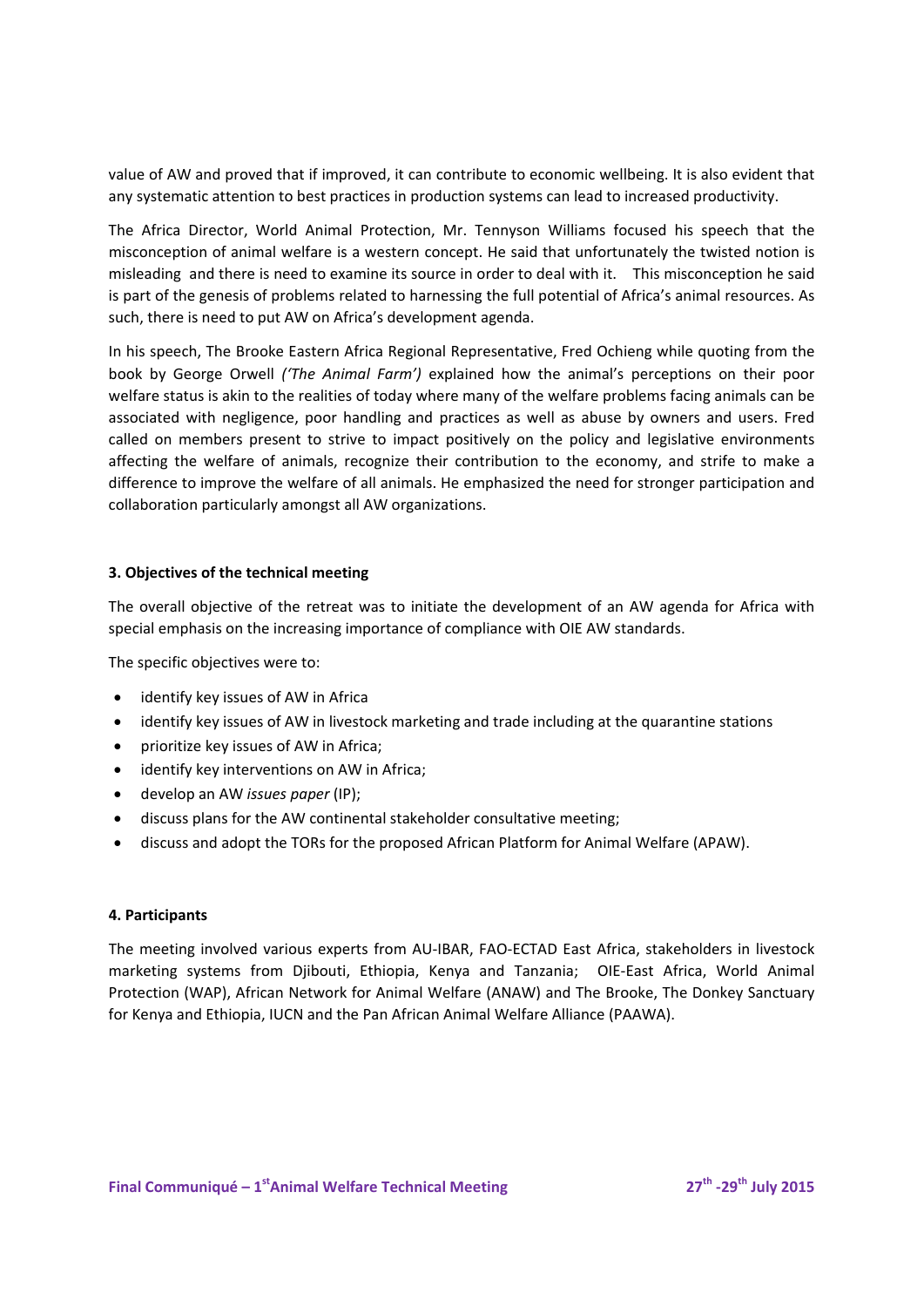value of AW and proved that if improved, it can contribute to economic wellbeing. It is also evident that any systematic attention to best practices in production systems can lead to increased productivity.

The Africa Director, World Animal Protection, Mr. Tennyson Williams focused his speech that the misconception of animal welfare is a western concept. He said that unfortunately the twisted notion is misleading and there is need to examine its source in order to deal with it. This misconception he said is part of the genesis of problems related to harnessing the full potential of Africa's animal resources. As such, there is need to put AW on Africa's development agenda.

In his speech, The Brooke Eastern Africa Regional Representative, Fred Ochieng while quoting from the book by George Orwell *('The Animal Farm')* explained how the animal's perceptions on their poor welfare status is akin to the realities of today where many of the welfare problems facing animals can be associated with negligence, poor handling and practices as well as abuse by owners and users. Fred called on members present to strive to impact positively on the policy and legislative environments affecting the welfare of animals, recognize their contribution to the economy, and strife to make a difference to improve the welfare of all animals. He emphasized the need for stronger participation and collaboration particularly amongst all AW organizations.

### 3. Objectives of the technical meeting

The overall objective of the retreat was to initiate the development of an AW agenda for Africa with special emphasis on the increasing importance of compliance with OIE AW standards.

The specific objectives were to:

- identify key issues of AW in Africa
- identify key issues of AW in livestock marketing and trade including at the quarantine stations
- prioritize key issues of AW in Africa;
- identify key interventions on AW in Africa;
- develop an AW *issues paper* (IP);
- discuss plans for the AW continental stakeholder consultative meeting;
- discuss and adopt the TORs for the proposed African Platform for Animal Welfare (APAW).

### 4. Participants

The meeting involved various experts from AU-IBAR, FAO-ECTAD East Africa, stakeholders in livestock marketing systems from Djibouti, Ethiopia, Kenya and Tanzania; OIE-East Africa, World Animal Protection (WAP), African Network for Animal Welfare (ANAW) and The Brooke, The Donkey Sanctuary for Kenya and Ethiopia, IUCN and the Pan African Animal Welfare Alliance (PAAWA).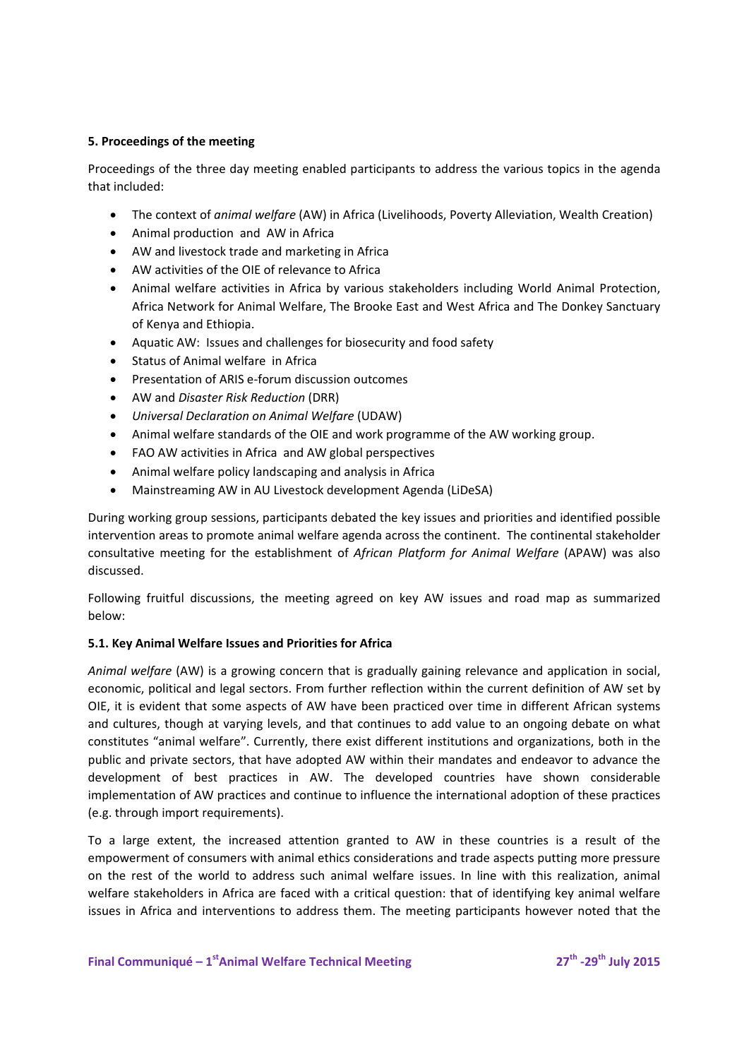### 5. Proceedings of the meeting

Proceedings of the three day meeting enabled participants to address the various topics in the agenda that included:

- The context of *animal welfare* (AW) in Africa (Livelihoods, Poverty Alleviation, Wealth Creation)
- Animal production and AW in Africa
- AW and livestock trade and marketing in Africa
- AW activities of the OIE of relevance to Africa
- Animal welfare activities in Africa by various stakeholders including World Animal Protection, Africa Network for Animal Welfare, The Brooke East and West Africa and The Donkey Sanctuary of Kenya and Ethiopia.
- Aquatic AW: Issues and challenges for biosecurity and food safety
- Status of Animal welfare in Africa
- Presentation of ARIS e-forum discussion outcomes
- AW and *Disaster Risk Reduction* (DRR)
- *Universal Declaration on Animal Welfare* (UDAW)
- Animal welfare standards of the OIE and work programme of the AW working group.
- FAO AW activities in Africa and AW global perspectives
- Animal welfare policy landscaping and analysis in Africa
- Mainstreaming AW in AU Livestock development Agenda (LiDeSA)

During working group sessions, participants debated the key issues and priorities and identified possible intervention areas to promote animal welfare agenda across the continent. The continental stakeholder consultative meeting for the establishment of *African Platform for Animal Welfare* (APAW) was also discussed.

Following fruitful discussions, the meeting agreed on key AW issues and road map as summarized below:

#### 5.1. Key Animal Welfare Issues and Priorities for Africa

*Animal welfare* (AW) is a growing concern that is gradually gaining relevance and application in social, economic, political and legal sectors. From further reflection within the current definition of AW set by OIE, it is evident that some aspects of AW have been practiced over time in different African systems and cultures, though at varying levels, and that continues to add value to an ongoing debate on what constitutes "animal welfare". Currently, there exist different institutions and organizations, both in the public and private sectors, that have adopted AW within their mandates and endeavor to advance the development of best practices in AW. The developed countries have shown considerable implementation of AW practices and continue to influence the international adoption of these practices (e.g. through import requirements).

To a large extent, the increased attention granted to AW in these countries is a result of the empowerment of consumers with animal ethics considerations and trade aspects putting more pressure on the rest of the world to address such animal welfare issues. In line with this realization, animal welfare stakeholders in Africa are faced with a critical question: that of identifying key animal welfare issues in Africa and interventions to address them. The meeting participants however noted that the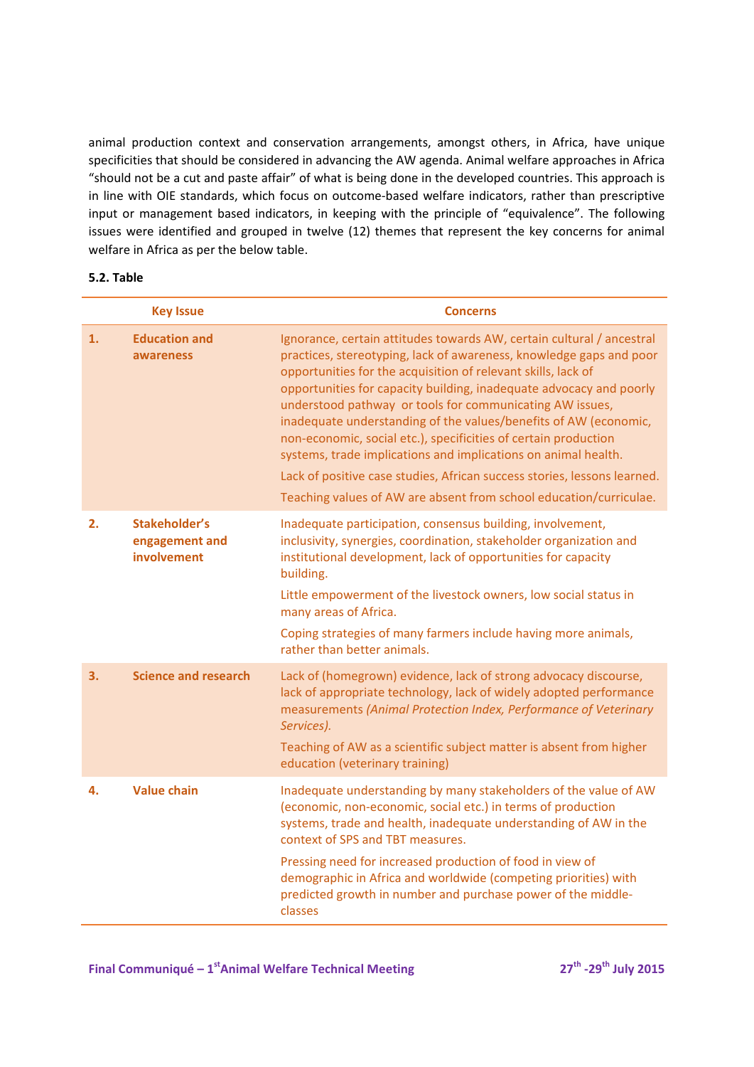animal production context and conservation arrangements, amongst others, in Africa, have unique specificities that should be considered in advancing the AW agenda. Animal welfare approaches in Africa "should not be a cut and paste affair" of what is being done in the developed countries. This approach is in line with OIE standards, which focus on outcome-based welfare indicators, rather than prescriptive input or management based indicators, in keeping with the principle of "equivalence". The following issues were identified and grouped in twelve (12) themes that represent the key concerns for animal welfare in Africa as per the below table.

**5.2. Table**

| | Key Issue | Concerns |
|---|---|---|
| **1.** | **Education and awareness** | Ignorance, certain attitudes towards AW, certain cultural / ancestral practices, stereotyping, lack of awareness, knowledge gaps and poor opportunities for the acquisition of relevant skills, lack of opportunities for capacity building, inadequate advocacy and poorly understood pathway or tools for communicating AW issues, inadequate understanding of the values/benefits of AW (economic, non-economic, social etc.), specificities of certain production systems, trade implications and implications on animal health.<br>Lack of positive case studies, African success stories, lessons learned.<br>Teaching values of AW are absent from school education/curriculae. |
| **2.** | **Stakeholder's engagement and involvement** | Inadequate participation, consensus building, involvement, inclusivity, synergies, coordination, stakeholder organization and institutional development, lack of opportunities for capacity building.<br>Little empowerment of the livestock owners, low social status in many areas of Africa.<br>Coping strategies of many farmers include having more animals, rather than better animals. |
| **3.** | **Science and research** | Lack of (homegrown) evidence, lack of strong advocacy discourse, lack of appropriate technology, lack of widely adopted performance measurements *(Animal Protection Index, Performance of Veterinary Services).*<br>Teaching of AW as a scientific subject matter is absent from higher education (veterinary training) |
| **4.** | **Value chain** | Inadequate understanding by many stakeholders of the value of AW (economic, non-economic, social etc.) in terms of production systems, trade and health, inadequate understanding of AW in the context of SPS and TBT measures.<br>Pressing need for increased production of food in view of demographic in Africa and worldwide (competing priorities) with predicted growth in number and purchase power of the middle-classes |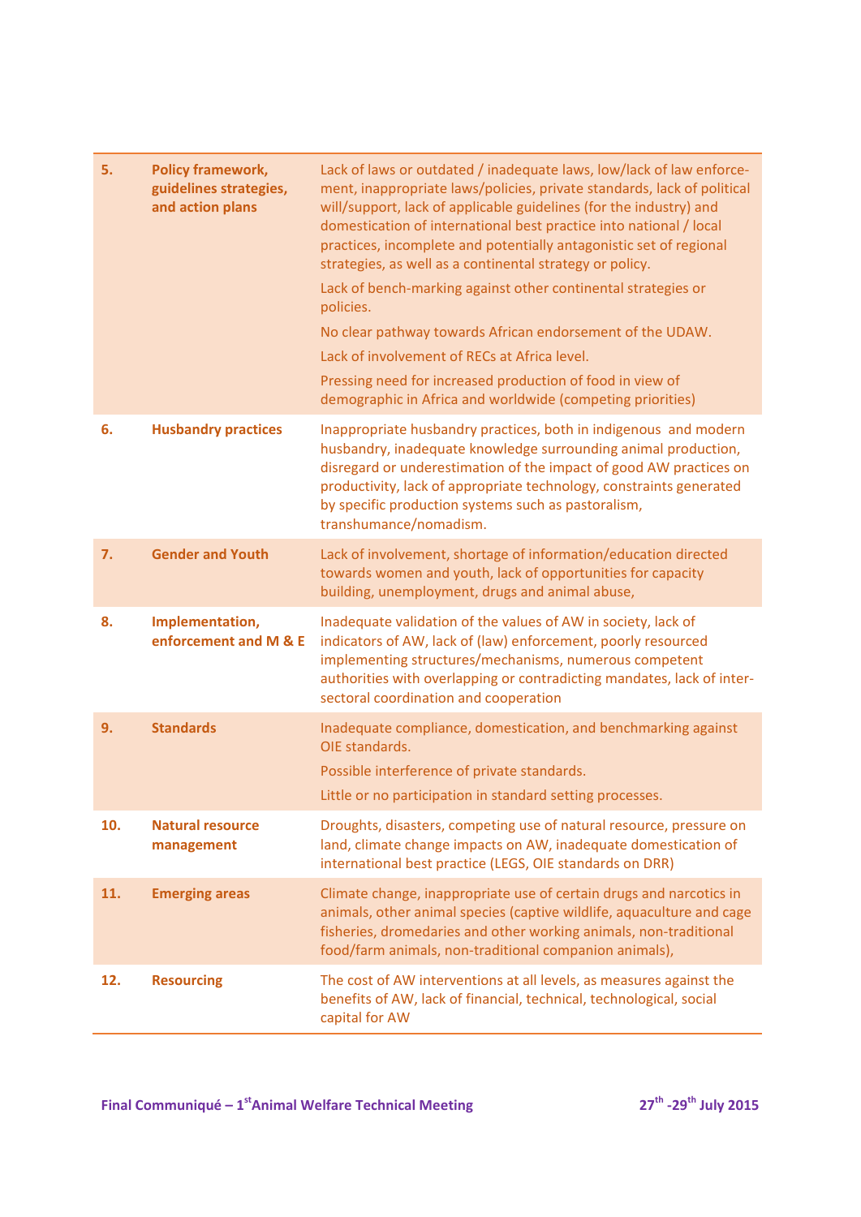| | | |
|---|---|---|
| **5.** | **Policy framework, guidelines strategies, and action plans** | Lack of laws or outdated / inadequate laws, low/lack of law enforcement, inappropriate laws/policies, private standards, lack of political will/support, lack of applicable guidelines (for the industry) and domestication of international best practice into national / local practices, incomplete and potentially antagonistic set of regional strategies, as well as a continental strategy or policy.<br>Lack of bench-marking against other continental strategies or policies.<br>No clear pathway towards African endorsement of the UDAW.<br>Lack of involvement of RECs at Africa level.<br>Pressing need for increased production of food in view of demographic in Africa and worldwide (competing priorities) |
| **6.** | **Husbandry practices** | Inappropriate husbandry practices, both in indigenous and modern husbandry, inadequate knowledge surrounding animal production, disregard or underestimation of the impact of good AW practices on productivity, lack of appropriate technology, constraints generated by specific production systems such as pastoralism, transhumance/nomadism. |
| **7.** | **Gender and Youth** | Lack of involvement, shortage of information/education directed towards women and youth, lack of opportunities for capacity building, unemployment, drugs and animal abuse, |
| **8.** | **Implementation, enforcement and M & E** | Inadequate validation of the values of AW in society, lack of indicators of AW, lack of (law) enforcement, poorly resourced implementing structures/mechanisms, numerous competent authorities with overlapping or contradicting mandates, lack of inter-sectoral coordination and cooperation |
| **9.** | **Standards** | Inadequate compliance, domestication, and benchmarking against OIE standards.<br>Possible interference of private standards.<br>Little or no participation in standard setting processes. |
| **10.** | **Natural resource management** | Droughts, disasters, competing use of natural resource, pressure on land, climate change impacts on AW, inadequate domestication of international best practice (LEGS, OIE standards on DRR) |
| **11.** | **Emerging areas** | Climate change, inappropriate use of certain drugs and narcotics in animals, other animal species (captive wildlife, aquaculture and cage fisheries, dromedaries and other working animals, non-traditional food/farm animals, non-traditional companion animals), |
| **12.** | **Resourcing** | The cost of AW interventions at all levels, as measures against the benefits of AW, lack of financial, technical, technological, social capital for AW |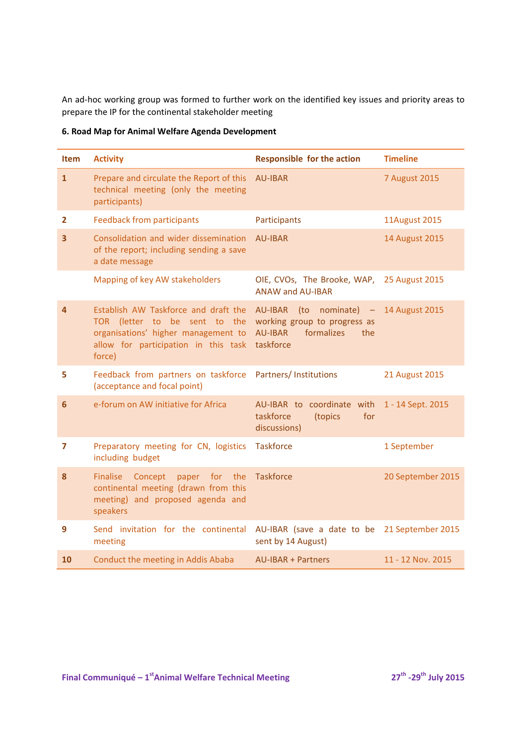An ad-hoc working group was formed to further work on the identified key issues and priority areas to prepare the IP for the continental stakeholder meeting

**6. Road Map for Animal Welfare Agenda Development**

| Item | Activity | Responsible for the action | Timeline |
|---|---|---|---|
| 1 | Prepare and circulate the Report of this technical meeting (only the meeting participants) | AU-IBAR | 7 August 2015 |
| 2 | Feedback from participants | Participants | 11August 2015 |
| 3 | Consolidation and wider dissemination of the report; including sending a save a date message | AU-IBAR | 14 August 2015 |
| | Mapping of key AW stakeholders | OIE, CVOs, The Brooke, WAP, ANAW and AU-IBAR | 25 August 2015 |
| 4 | Establish AW Taskforce and draft the TOR (letter to be sent to the organisations' higher management to allow for participation in this task force) | AU-IBAR (to nominate) – working group to progress as AU-IBAR formalizes the taskforce | 14 August 2015 |
| 5 | Feedback from partners on taskforce (acceptance and focal point) | Partners/ Institutions | 21 August 2015 |
| 6 | e-forum on AW initiative for Africa | AU-IBAR to coordinate with taskforce (topics for discussions) | 1 - 14 Sept. 2015 |
| 7 | Preparatory meeting for CN, logistics including budget | Taskforce | 1 September |
| 8 | Finalise Concept paper for the continental meeting (drawn from this meeting) and proposed agenda and speakers | Taskforce | 20 September 2015 |
| 9 | Send invitation for the continental meeting | AU-IBAR (save a date to be sent by 14 August) | 21 September 2015 |
| 10 | Conduct the meeting in Addis Ababa | AU-IBAR + Partners | 11 - 12 Nov. 2015 |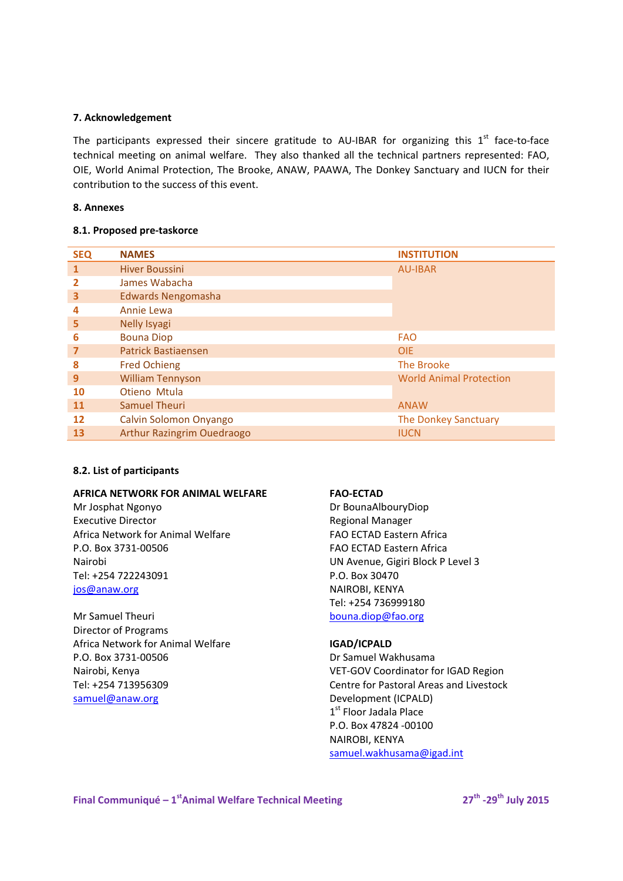### 7. Acknowledgement

The participants expressed their sincere gratitude to AU-IBAR for organizing this 1st face-to-face technical meeting on animal welfare. They also thanked all the technical partners represented: FAO, OIE, World Animal Protection, The Brooke, ANAW, PAAWA, The Donkey Sanctuary and IUCN for their contribution to the success of this event.

### 8. Annexes

#### 8.1. Proposed pre-taskorce

| SEQ | NAMES | INSTITUTION |
|---|---|---|
| 1 | Hiver Boussini | AU-IBAR |
| 2 | James Wabacha | |
| 3 | Edwards Nengomasha | |
| 4 | Annie Lewa | |
| 5 | Nelly Isyagi | |
| 6 | Bouna Diop | FAO |
| 7 | Patrick Bastiaensen | OIE |
| 8 | Fred Ochieng | The Brooke |
| 9 | William Tennyson | World Animal Protection |
| 10 | Otieno Mtula | |
| 11 | Samuel Theuri | ANAW |
| 12 | Calvin Solomon Onyango | The Donkey Sanctuary |
| 13 | Arthur Razingrim Ouedraogo | IUCN |

#### 8.2. List of participants

**AFRICA NETWORK FOR ANIMAL WELFARE**
Mr Josphat Ngonyo
Executive Director
Africa Network for Animal Welfare
P.O. Box 3731-00506
Nairobi
Tel: +254 722243091
jos@anaw.org

Mr Samuel Theuri
Director of Programs
Africa Network for Animal Welfare
P.O. Box 3731-00506
Nairobi, Kenya
Tel: +254 713956309
samuel@anaw.org

**FAO-ECTAD**
Dr BounaAlbouryDiop
Regional Manager
FAO ECTAD Eastern Africa
FAO ECTAD Eastern Africa
UN Avenue, Gigiri Block P Level 3
P.O. Box 30470
NAIROBI, KENYA
Tel: +254 736999180
bouna.diop@fao.org

**IGAD/ICPALD**
Dr Samuel Wakhusama
VET-GOV Coordinator for IGAD Region
Centre for Pastoral Areas and Livestock Development (ICPALD)
1st Floor Jadala Place
P.O. Box 47824 -00100
NAIROBI, KENYA
samuel.wakhusama@igad.int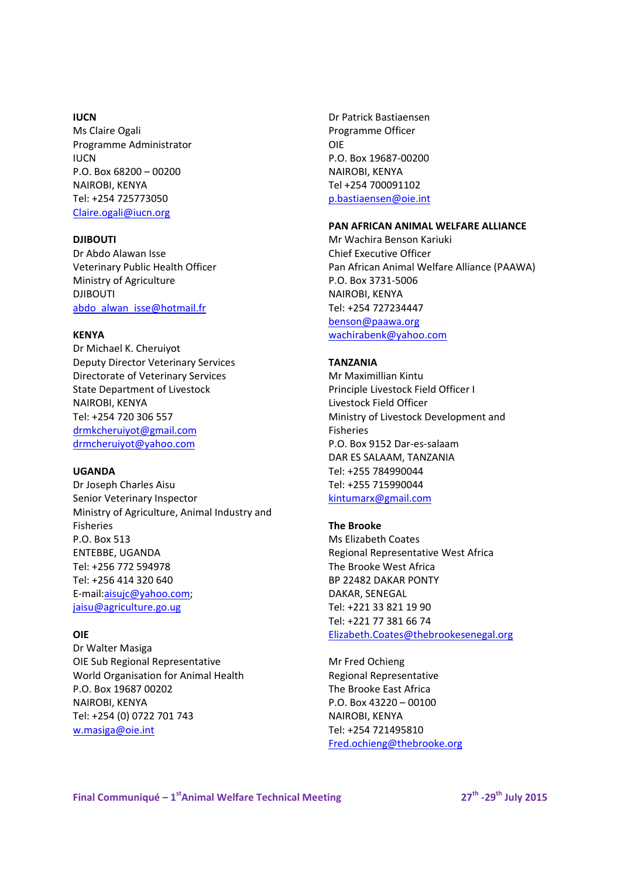**IUCN**
Ms Claire Ogali
Programme Administrator
IUCN
P.O. Box 68200 – 00200
NAIROBI, KENYA
Tel: +254 725773050
Claire.ogali@iucn.org

**DJIBOUTI**
Dr Abdo Alawan Isse
Veterinary Public Health Officer
Ministry of Agriculture
DJIBOUTI
abdo_alwan_isse@hotmail.fr

**KENYA**
Dr Michael K. Cheruiyot
Deputy Director Veterinary Services
Directorate of Veterinary Services
State Department of Livestock
NAIROBI, KENYA
Tel: +254 720 306 557
drmkcheruiyot@gmail.com
drmcheruiyot@yahoo.com

**UGANDA**
Dr Joseph Charles Aisu
Senior Veterinary Inspector
Ministry of Agriculture, Animal Industry and Fisheries
P.O. Box 513
ENTEBBE, UGANDA
Tel: +256 772 594978
Tel: +256 414 320 640
E-mail:aisujc@yahoo.com;
jaisu@agriculture.go.ug

**OIE**
Dr Walter Masiga
OIE Sub Regional Representative
World Organisation for Animal Health
P.O. Box 19687 00202
NAIROBI, KENYA
Tel: +254 (0) 0722 701 743
w.masiga@oie.int

Dr Patrick Bastiaensen
Programme Officer
OIE
P.O. Box 19687-00200
NAIROBI, KENYA
Tel +254 700091102
p.bastiaensen@oie.int

**PAN AFRICAN ANIMAL WELFARE ALLIANCE**
Mr Wachira Benson Kariuki
Chief Executive Officer
Pan African Animal Welfare Alliance (PAAWA)
P.O. Box 3731-5006
NAIROBI, KENYA
Tel: +254 727234447
benson@paawa.org
wachirabenk@yahoo.com

**TANZANIA**
Mr Maximillian Kintu
Principle Livestock Field Officer I
Livestock Field Officer
Ministry of Livestock Development and Fisheries
P.O. Box 9152 Dar-es-salaam
DAR ES SALAAM, TANZANIA
Tel: +255 784990044
Tel: +255 715990044
kintumarx@gmail.com

**The Brooke**
Ms Elizabeth Coates
Regional Representative West Africa
The Brooke West Africa
BP 22482 DAKAR PONTY
DAKAR, SENEGAL
Tel: +221 33 821 19 90
Tel: +221 77 381 66 74
Elizabeth.Coates@thebrookesenegal.org

Mr Fred Ochieng
Regional Representative
The Brooke East Africa
P.O. Box 43220 – 00100
NAIROBI, KENYA
Tel: +254 721495810
Fred.ochieng@thebrooke.org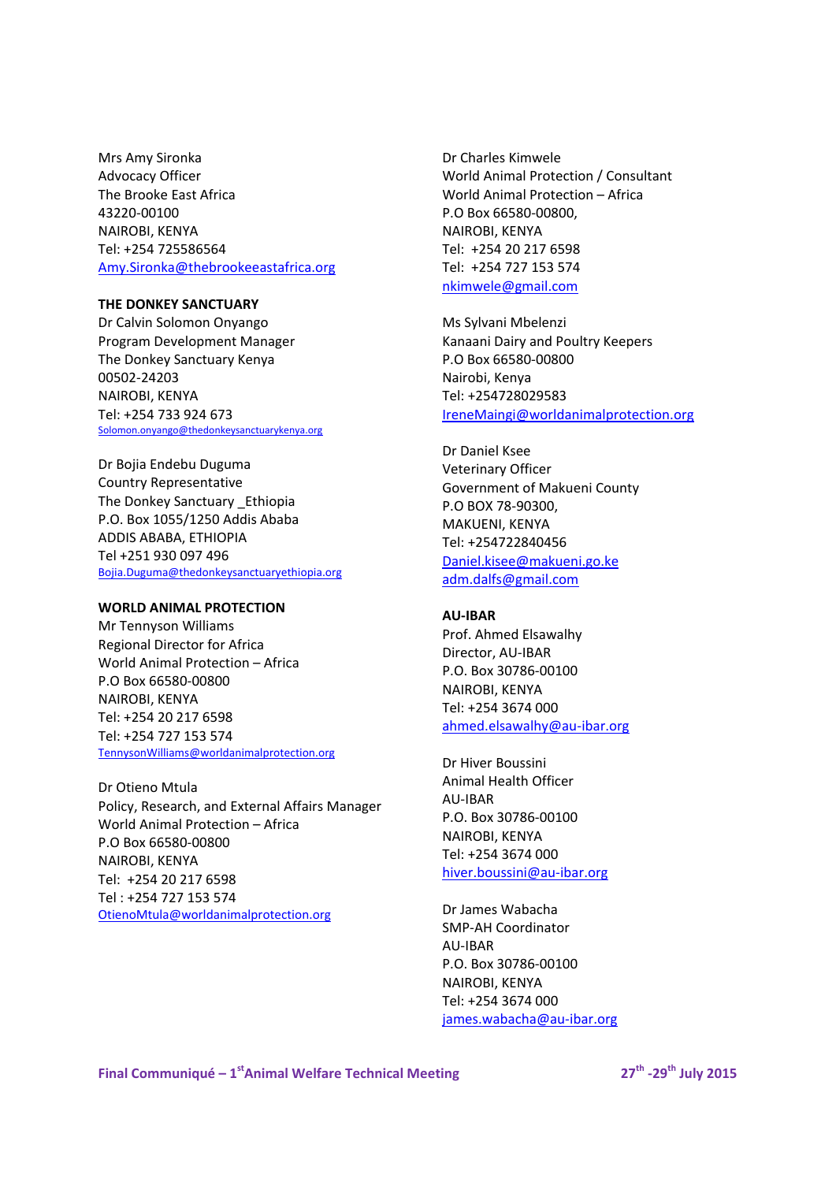Mrs Amy Sironka
Advocacy Officer
The Brooke East Africa
43220-00100
NAIROBI, KENYA
Tel: +254 725586564
Amy.Sironka@thebrookeeastafrica.org

**THE DONKEY SANCTUARY**

Dr Calvin Solomon Onyango
Program Development Manager
The Donkey Sanctuary Kenya
00502-24203
NAIROBI, KENYA
Tel: +254 733 924 673
Solomon.onyango@thedonkeysanctuarykenya.org

Dr Bojia Endebu Duguma
Country Representative
The Donkey Sanctuary _Ethiopia
P.O. Box 1055/1250 Addis Ababa
ADDIS ABABA, ETHIOPIA
Tel +251 930 097 496
Bojia.Duguma@thedonkeysanctuaryethiopia.org

**WORLD ANIMAL PROTECTION**

Mr Tennyson Williams
Regional Director for Africa
World Animal Protection – Africa
P.O Box 66580-00800
NAIROBI, KENYA
Tel: +254 20 217 6598
Tel: +254 727 153 574
TennysonWilliams@worldanimalprotection.org

Dr Otieno Mtula
Policy, Research, and External Affairs Manager
World Animal Protection – Africa
P.O Box 66580-00800
NAIROBI, KENYA
Tel: +254 20 217 6598
Tel : +254 727 153 574
OtienoMtula@worldanimalprotection.org

Dr Charles Kimwele
World Animal Protection / Consultant
World Animal Protection – Africa
P.O Box 66580-00800,
NAIROBI, KENYA
Tel: +254 20 217 6598
Tel: +254 727 153 574
nkimwele@gmail.com

Ms Sylvani Mbelenzi
Kanaani Dairy and Poultry Keepers
P.O Box 66580-00800
Nairobi, Kenya
Tel: +254728029583
IreneMaingi@worldanimalprotection.org

Dr Daniel Ksee
Veterinary Officer
Government of Makueni County
P.O BOX 78-90300,
MAKUENI, KENYA
Tel: +254722840456
Daniel.kisee@makueni.go.ke
adm.dalfs@gmail.com

**AU-IBAR**

Prof. Ahmed Elsawalhy
Director, AU-IBAR
P.O. Box 30786-00100
NAIROBI, KENYA
Tel: +254 3674 000
ahmed.elsawalhy@au-ibar.org

Dr Hiver Boussini
Animal Health Officer
AU-IBAR
P.O. Box 30786-00100
NAIROBI, KENYA
Tel: +254 3674 000
hiver.boussini@au-ibar.org

Dr James Wabacha
SMP-AH Coordinator
AU-IBAR
P.O. Box 30786-00100
NAIROBI, KENYA
Tel: +254 3674 000
james.wabacha@au-ibar.org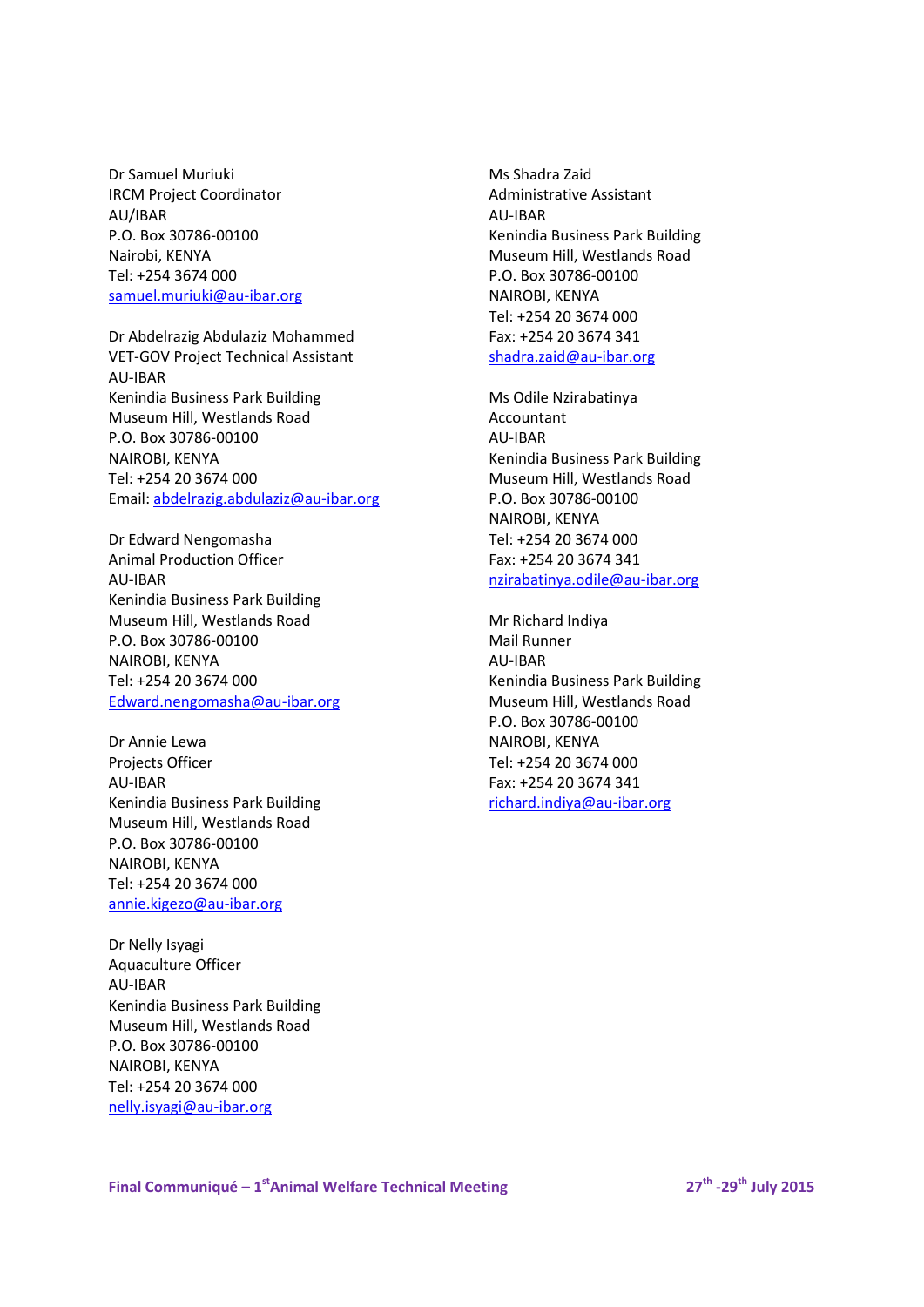Dr Samuel Muriuki
IRCM Project Coordinator
AU/IBAR
P.O. Box 30786-00100
Nairobi, KENYA
Tel: +254 3674 000
samuel.muriuki@au-ibar.org

Dr Abdelrazig Abdulaziz Mohammed
VET-GOV Project Technical Assistant
AU-IBAR
Kenindia Business Park Building
Museum Hill, Westlands Road
P.O. Box 30786-00100
NAIROBI, KENYA
Tel: +254 20 3674 000
Email: abdelrazig.abdulaziz@au-ibar.org

Dr Edward Nengomasha
Animal Production Officer
AU-IBAR
Kenindia Business Park Building
Museum Hill, Westlands Road
P.O. Box 30786-00100
NAIROBI, KENYA
Tel: +254 20 3674 000
Edward.nengomasha@au-ibar.org

Dr Annie Lewa
Projects Officer
AU-IBAR
Kenindia Business Park Building
Museum Hill, Westlands Road
P.O. Box 30786-00100
NAIROBI, KENYA
Tel: +254 20 3674 000
annie.kigezo@au-ibar.org

Dr Nelly Isyagi
Aquaculture Officer
AU-IBAR
Kenindia Business Park Building
Museum Hill, Westlands Road
P.O. Box 30786-00100
NAIROBI, KENYA
Tel: +254 20 3674 000
nelly.isyagi@au-ibar.org

Ms Shadra Zaid
Administrative Assistant
AU-IBAR
Kenindia Business Park Building
Museum Hill, Westlands Road
P.O. Box 30786-00100
NAIROBI, KENYA
Tel: +254 20 3674 000
Fax: +254 20 3674 341
shadra.zaid@au-ibar.org

Ms Odile Nzirabatinya
Accountant
AU-IBAR
Kenindia Business Park Building
Museum Hill, Westlands Road
P.O. Box 30786-00100
NAIROBI, KENYA
Tel: +254 20 3674 000
Fax: +254 20 3674 341
nzirabatinya.odile@au-ibar.org

Mr Richard Indiya
Mail Runner
AU-IBAR
Kenindia Business Park Building
Museum Hill, Westlands Road
P.O. Box 30786-00100
NAIROBI, KENYA
Tel: +254 20 3674 000
Fax: +254 20 3674 341
richard.indiya@au-ibar.org